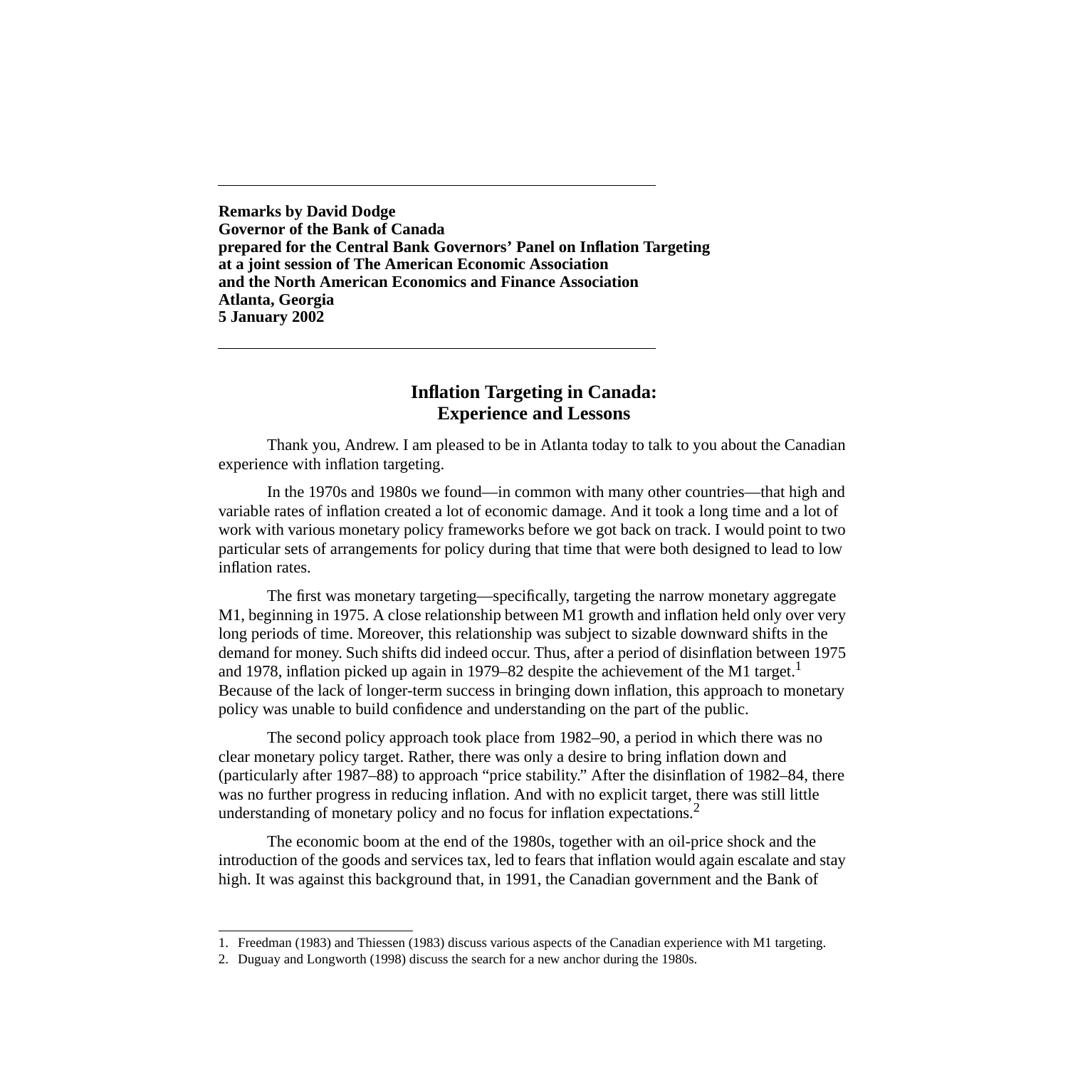**Remarks by David Dodge**
**Governor of the Bank of Canada**
**prepared for the Central Bank Governors' Panel on Inflation Targeting**
**at a joint session of The American Economic Association**
**and the North American Economics and Finance Association**
**Atlanta, Georgia**
**5 January 2002**

# Inflation Targeting in Canada: Experience and Lessons

Thank you, Andrew. I am pleased to be in Atlanta today to talk to you about the Canadian experience with inflation targeting.

In the 1970s and 1980s we found—in common with many other countries—that high and variable rates of inflation created a lot of economic damage. And it took a long time and a lot of work with various monetary policy frameworks before we got back on track. I would point to two particular sets of arrangements for policy during that time that were both designed to lead to low inflation rates.

The first was monetary targeting—specifically, targeting the narrow monetary aggregate M1, beginning in 1975. A close relationship between M1 growth and inflation held only over very long periods of time. Moreover, this relationship was subject to sizable downward shifts in the demand for money. Such shifts did indeed occur. Thus, after a period of disinflation between 1975 and 1978, inflation picked up again in 1979–82 despite the achievement of the M1 target.[1] Because of the lack of longer-term success in bringing down inflation, this approach to monetary policy was unable to build confidence and understanding on the part of the public.

The second policy approach took place from 1982–90, a period in which there was no clear monetary policy target. Rather, there was only a desire to bring inflation down and (particularly after 1987–88) to approach "price stability." After the disinflation of 1982–84, there was no further progress in reducing inflation. And with no explicit target, there was still little understanding of monetary policy and no focus for inflation expectations.[2]

The economic boom at the end of the 1980s, together with an oil-price shock and the introduction of the goods and services tax, led to fears that inflation would again escalate and stay high. It was against this background that, in 1991, the Canadian government and the Bank of

---

1. Freedman (1983) and Thiessen (1983) discuss various aspects of the Canadian experience with M1 targeting.
2. Duguay and Longworth (1998) discuss the search for a new anchor during the 1980s.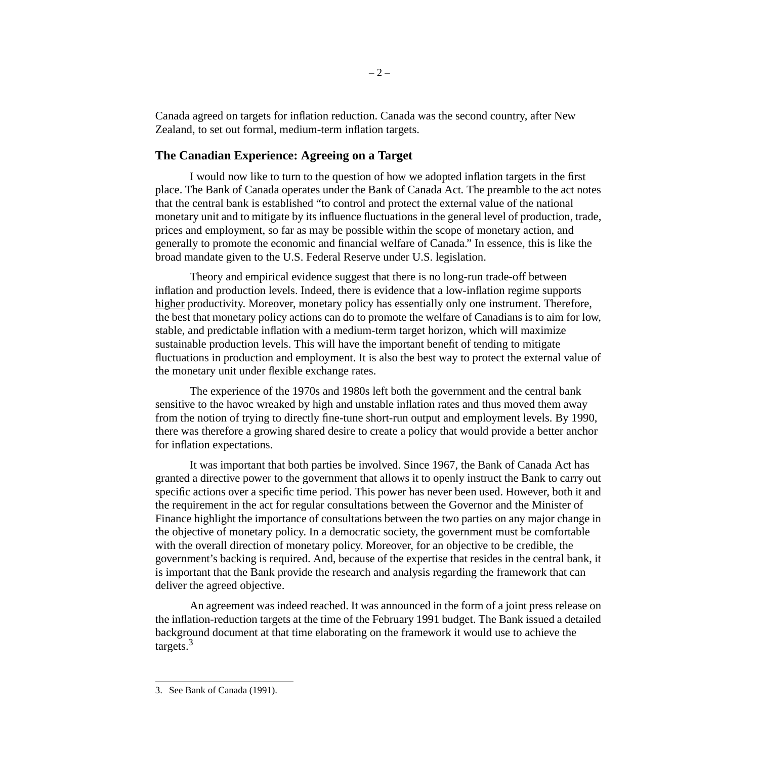Canada agreed on targets for inflation reduction. Canada was the second country, after New Zealand, to set out formal, medium-term inflation targets.

## The Canadian Experience: Agreeing on a Target

I would now like to turn to the question of how we adopted inflation targets in the first place. The Bank of Canada operates under the Bank of Canada Act. The preamble to the act notes that the central bank is established "to control and protect the external value of the national monetary unit and to mitigate by its influence fluctuations in the general level of production, trade, prices and employment, so far as may be possible within the scope of monetary action, and generally to promote the economic and financial welfare of Canada." In essence, this is like the broad mandate given to the U.S. Federal Reserve under U.S. legislation.

Theory and empirical evidence suggest that there is no long-run trade-off between inflation and production levels. Indeed, there is evidence that a low-inflation regime supports higher productivity. Moreover, monetary policy has essentially only one instrument. Therefore, the best that monetary policy actions can do to promote the welfare of Canadians is to aim for low, stable, and predictable inflation with a medium-term target horizon, which will maximize sustainable production levels. This will have the important benefit of tending to mitigate fluctuations in production and employment. It is also the best way to protect the external value of the monetary unit under flexible exchange rates.

The experience of the 1970s and 1980s left both the government and the central bank sensitive to the havoc wreaked by high and unstable inflation rates and thus moved them away from the notion of trying to directly fine-tune short-run output and employment levels. By 1990, there was therefore a growing shared desire to create a policy that would provide a better anchor for inflation expectations.

It was important that both parties be involved. Since 1967, the Bank of Canada Act has granted a directive power to the government that allows it to openly instruct the Bank to carry out specific actions over a specific time period. This power has never been used. However, both it and the requirement in the act for regular consultations between the Governor and the Minister of Finance highlight the importance of consultations between the two parties on any major change in the objective of monetary policy. In a democratic society, the government must be comfortable with the overall direction of monetary policy. Moreover, for an objective to be credible, the government's backing is required. And, because of the expertise that resides in the central bank, it is important that the Bank provide the research and analysis regarding the framework that can deliver the agreed objective.

An agreement was indeed reached. It was announced in the form of a joint press release on the inflation-reduction targets at the time of the February 1991 budget. The Bank issued a detailed background document at that time elaborating on the framework it would use to achieve the targets.[3]

---

3. See Bank of Canada (1991).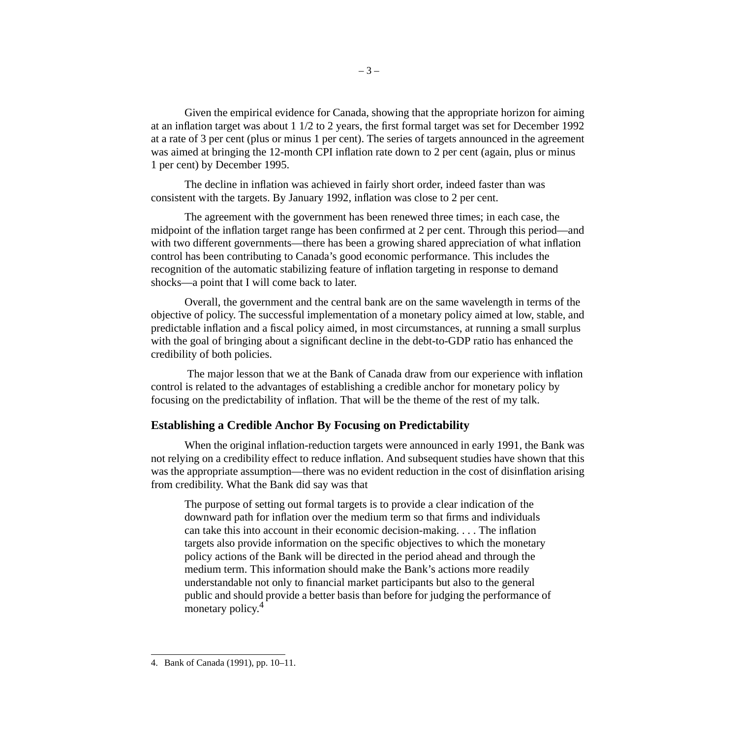Given the empirical evidence for Canada, showing that the appropriate horizon for aiming at an inflation target was about 1 1/2 to 2 years, the first formal target was set for December 1992 at a rate of 3 per cent (plus or minus 1 per cent). The series of targets announced in the agreement was aimed at bringing the 12-month CPI inflation rate down to 2 per cent (again, plus or minus 1 per cent) by December 1995.

The decline in inflation was achieved in fairly short order, indeed faster than was consistent with the targets. By January 1992, inflation was close to 2 per cent.

The agreement with the government has been renewed three times; in each case, the midpoint of the inflation target range has been confirmed at 2 per cent. Through this period—and with two different governments—there has been a growing shared appreciation of what inflation control has been contributing to Canada's good economic performance. This includes the recognition of the automatic stabilizing feature of inflation targeting in response to demand shocks—a point that I will come back to later.

Overall, the government and the central bank are on the same wavelength in terms of the objective of policy. The successful implementation of a monetary policy aimed at low, stable, and predictable inflation and a fiscal policy aimed, in most circumstances, at running a small surplus with the goal of bringing about a significant decline in the debt-to-GDP ratio has enhanced the credibility of both policies.

The major lesson that we at the Bank of Canada draw from our experience with inflation control is related to the advantages of establishing a credible anchor for monetary policy by focusing on the predictability of inflation. That will be the theme of the rest of my talk.

## Establishing a Credible Anchor By Focusing on Predictability

When the original inflation-reduction targets were announced in early 1991, the Bank was not relying on a credibility effect to reduce inflation. And subsequent studies have shown that this was the appropriate assumption—there was no evident reduction in the cost of disinflation arising from credibility. What the Bank did say was that

> The purpose of setting out formal targets is to provide a clear indication of the downward path for inflation over the medium term so that firms and individuals can take this into account in their economic decision-making. . . . The inflation targets also provide information on the specific objectives to which the monetary policy actions of the Bank will be directed in the period ahead and through the medium term. This information should make the Bank's actions more readily understandable not only to financial market participants but also to the general public and should provide a better basis than before for judging the performance of monetary policy.[4]

4. Bank of Canada (1991), pp. 10–11.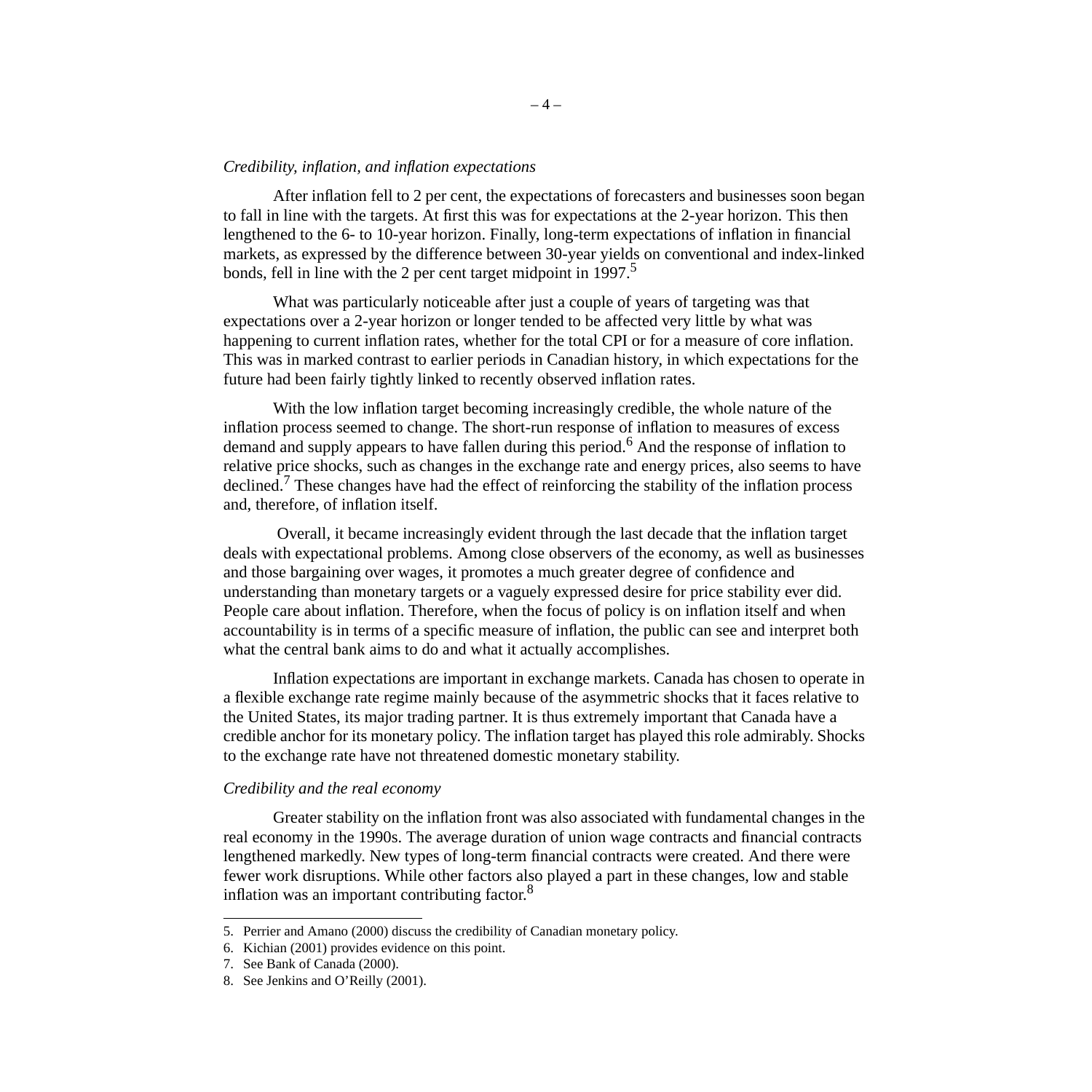*Credibility, inflation, and inflation expectations*

After inflation fell to 2 per cent, the expectations of forecasters and businesses soon began to fall in line with the targets. At first this was for expectations at the 2-year horizon. This then lengthened to the 6- to 10-year horizon. Finally, long-term expectations of inflation in financial markets, as expressed by the difference between 30-year yields on conventional and index-linked bonds, fell in line with the 2 per cent target midpoint in 1997.[5]

What was particularly noticeable after just a couple of years of targeting was that expectations over a 2-year horizon or longer tended to be affected very little by what was happening to current inflation rates, whether for the total CPI or for a measure of core inflation. This was in marked contrast to earlier periods in Canadian history, in which expectations for the future had been fairly tightly linked to recently observed inflation rates.

With the low inflation target becoming increasingly credible, the whole nature of the inflation process seemed to change. The short-run response of inflation to measures of excess demand and supply appears to have fallen during this period.[6] And the response of inflation to relative price shocks, such as changes in the exchange rate and energy prices, also seems to have declined.[7] These changes have had the effect of reinforcing the stability of the inflation process and, therefore, of inflation itself.

Overall, it became increasingly evident through the last decade that the inflation target deals with expectational problems. Among close observers of the economy, as well as businesses and those bargaining over wages, it promotes a much greater degree of confidence and understanding than monetary targets or a vaguely expressed desire for price stability ever did. People care about inflation. Therefore, when the focus of policy is on inflation itself and when accountability is in terms of a specific measure of inflation, the public can see and interpret both what the central bank aims to do and what it actually accomplishes.

Inflation expectations are important in exchange markets. Canada has chosen to operate in a flexible exchange rate regime mainly because of the asymmetric shocks that it faces relative to the United States, its major trading partner. It is thus extremely important that Canada have a credible anchor for its monetary policy. The inflation target has played this role admirably. Shocks to the exchange rate have not threatened domestic monetary stability.

*Credibility and the real economy*

Greater stability on the inflation front was also associated with fundamental changes in the real economy in the 1990s. The average duration of union wage contracts and financial contracts lengthened markedly. New types of long-term financial contracts were created. And there were fewer work disruptions. While other factors also played a part in these changes, low and stable inflation was an important contributing factor.[8]

---

5. Perrier and Amano (2000) discuss the credibility of Canadian monetary policy.
6. Kichian (2001) provides evidence on this point.
7. See Bank of Canada (2000).
8. See Jenkins and O'Reilly (2001).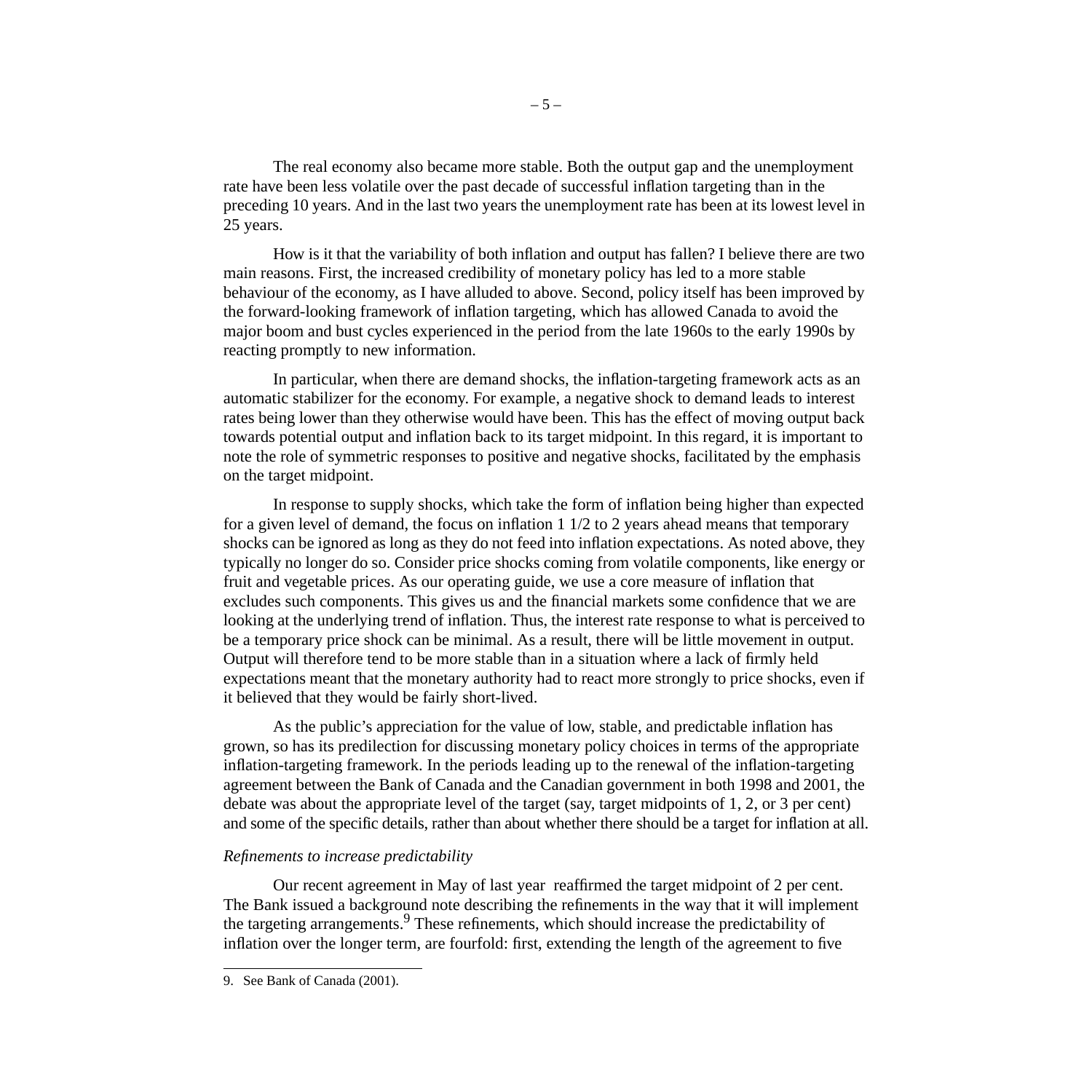The real economy also became more stable. Both the output gap and the unemployment rate have been less volatile over the past decade of successful inflation targeting than in the preceding 10 years. And in the last two years the unemployment rate has been at its lowest level in 25 years.

How is it that the variability of both inflation and output has fallen? I believe there are two main reasons. First, the increased credibility of monetary policy has led to a more stable behaviour of the economy, as I have alluded to above. Second, policy itself has been improved by the forward-looking framework of inflation targeting, which has allowed Canada to avoid the major boom and bust cycles experienced in the period from the late 1960s to the early 1990s by reacting promptly to new information.

In particular, when there are demand shocks, the inflation-targeting framework acts as an automatic stabilizer for the economy. For example, a negative shock to demand leads to interest rates being lower than they otherwise would have been. This has the effect of moving output back towards potential output and inflation back to its target midpoint. In this regard, it is important to note the role of symmetric responses to positive and negative shocks, facilitated by the emphasis on the target midpoint.

In response to supply shocks, which take the form of inflation being higher than expected for a given level of demand, the focus on inflation 1 1/2 to 2 years ahead means that temporary shocks can be ignored as long as they do not feed into inflation expectations. As noted above, they typically no longer do so. Consider price shocks coming from volatile components, like energy or fruit and vegetable prices. As our operating guide, we use a core measure of inflation that excludes such components. This gives us and the financial markets some confidence that we are looking at the underlying trend of inflation. Thus, the interest rate response to what is perceived to be a temporary price shock can be minimal. As a result, there will be little movement in output. Output will therefore tend to be more stable than in a situation where a lack of firmly held expectations meant that the monetary authority had to react more strongly to price shocks, even if it believed that they would be fairly short-lived.

As the public's appreciation for the value of low, stable, and predictable inflation has grown, so has its predilection for discussing monetary policy choices in terms of the appropriate inflation-targeting framework. In the periods leading up to the renewal of the inflation-targeting agreement between the Bank of Canada and the Canadian government in both 1998 and 2001, the debate was about the appropriate level of the target (say, target midpoints of 1, 2, or 3 per cent) and some of the specific details, rather than about whether there should be a target for inflation at all.

*Refinements to increase predictability*

Our recent agreement in May of last year reaffirmed the target midpoint of 2 per cent. The Bank issued a background note describing the refinements in the way that it will implement the targeting arrangements.[9] These refinements, which should increase the predictability of inflation over the longer term, are fourfold: first, extending the length of the agreement to five

9. See Bank of Canada (2001).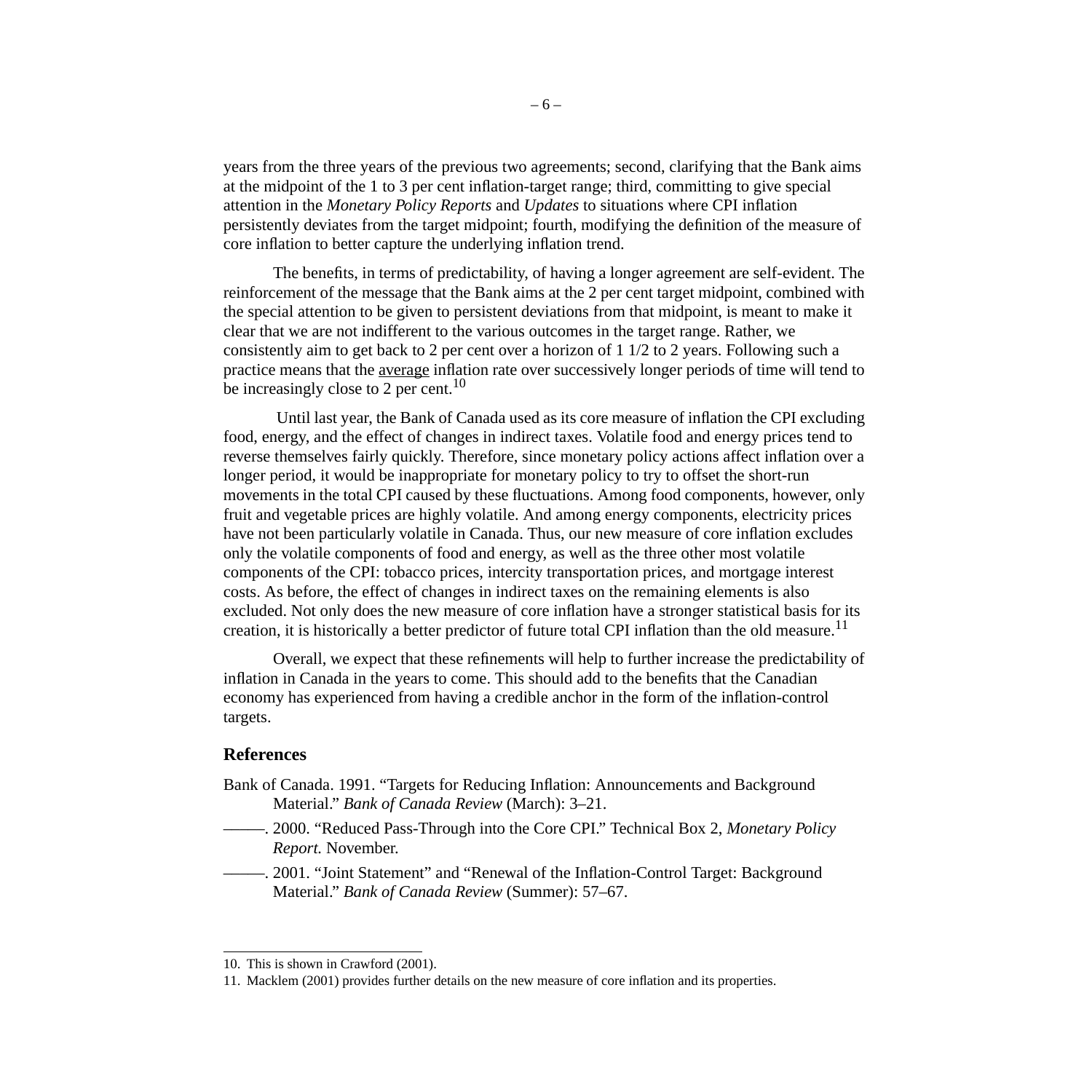years from the three years of the previous two agreements; second, clarifying that the Bank aims at the midpoint of the 1 to 3 per cent inflation-target range; third, committing to give special attention in the *Monetary Policy Reports* and *Updates* to situations where CPI inflation persistently deviates from the target midpoint; fourth, modifying the definition of the measure of core inflation to better capture the underlying inflation trend.

The benefits, in terms of predictability, of having a longer agreement are self-evident. The reinforcement of the message that the Bank aims at the 2 per cent target midpoint, combined with the special attention to be given to persistent deviations from that midpoint, is meant to make it clear that we are not indifferent to the various outcomes in the target range. Rather, we consistently aim to get back to 2 per cent over a horizon of 1 1/2 to 2 years. Following such a practice means that the average inflation rate over successively longer periods of time will tend to be increasingly close to 2 per cent.[10]

Until last year, the Bank of Canada used as its core measure of inflation the CPI excluding food, energy, and the effect of changes in indirect taxes. Volatile food and energy prices tend to reverse themselves fairly quickly. Therefore, since monetary policy actions affect inflation over a longer period, it would be inappropriate for monetary policy to try to offset the short-run movements in the total CPI caused by these fluctuations. Among food components, however, only fruit and vegetable prices are highly volatile. And among energy components, electricity prices have not been particularly volatile in Canada. Thus, our new measure of core inflation excludes only the volatile components of food and energy, as well as the three other most volatile components of the CPI: tobacco prices, intercity transportation prices, and mortgage interest costs. As before, the effect of changes in indirect taxes on the remaining elements is also excluded. Not only does the new measure of core inflation have a stronger statistical basis for its creation, it is historically a better predictor of future total CPI inflation than the old measure.[11]

Overall, we expect that these refinements will help to further increase the predictability of inflation in Canada in the years to come. This should add to the benefits that the Canadian economy has experienced from having a credible anchor in the form of the inflation-control targets.

## References

Bank of Canada. 1991. "Targets for Reducing Inflation: Announcements and Background Material." *Bank of Canada Review* (March): 3–21.

———. 2000. "Reduced Pass-Through into the Core CPI." Technical Box 2, *Monetary Policy Report.* November.

———. 2001. "Joint Statement" and "Renewal of the Inflation-Control Target: Background Material." *Bank of Canada Review* (Summer): 57–67.

---

10. This is shown in Crawford (2001).

11. Macklem (2001) provides further details on the new measure of core inflation and its properties.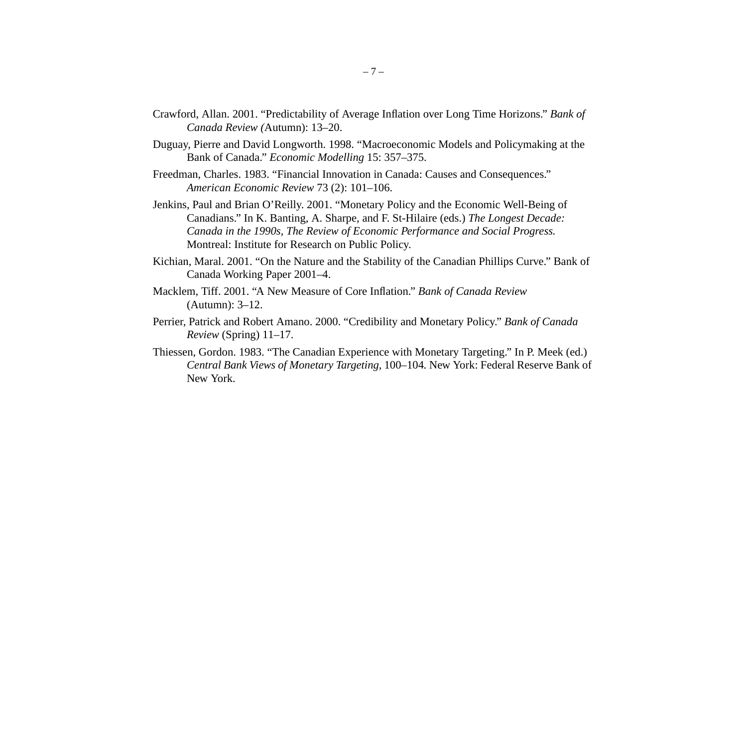Crawford, Allan. 2001. “Predictability of Average Inflation over Long Time Horizons.” *Bank of Canada Review (*Autumn): 13–20.

Duguay, Pierre and David Longworth. 1998. “Macroeconomic Models and Policymaking at the Bank of Canada.” *Economic Modelling* 15: 357–375.

Freedman, Charles. 1983. “Financial Innovation in Canada: Causes and Consequences.” *American Economic Review* 73 (2): 101–106.

Jenkins, Paul and Brian O’Reilly. 2001. “Monetary Policy and the Economic Well-Being of Canadians.” In K. Banting, A. Sharpe, and F. St-Hilaire (eds.) *The Longest Decade: Canada in the 1990s, The Review of Economic Performance and Social Progress.* Montreal: Institute for Research on Public Policy.

Kichian, Maral. 2001. “On the Nature and the Stability of the Canadian Phillips Curve.” Bank of Canada Working Paper 2001–4.

Macklem, Tiff. 2001. “A New Measure of Core Inflation.” *Bank of Canada Review* (Autumn): 3–12.

Perrier, Patrick and Robert Amano. 2000. “Credibility and Monetary Policy.” *Bank of Canada Review* (Spring) 11–17.

Thiessen, Gordon. 1983. “The Canadian Experience with Monetary Targeting.” In P. Meek (ed.) *Central Bank Views of Monetary Targeting*, 100–104. New York: Federal Reserve Bank of New York.